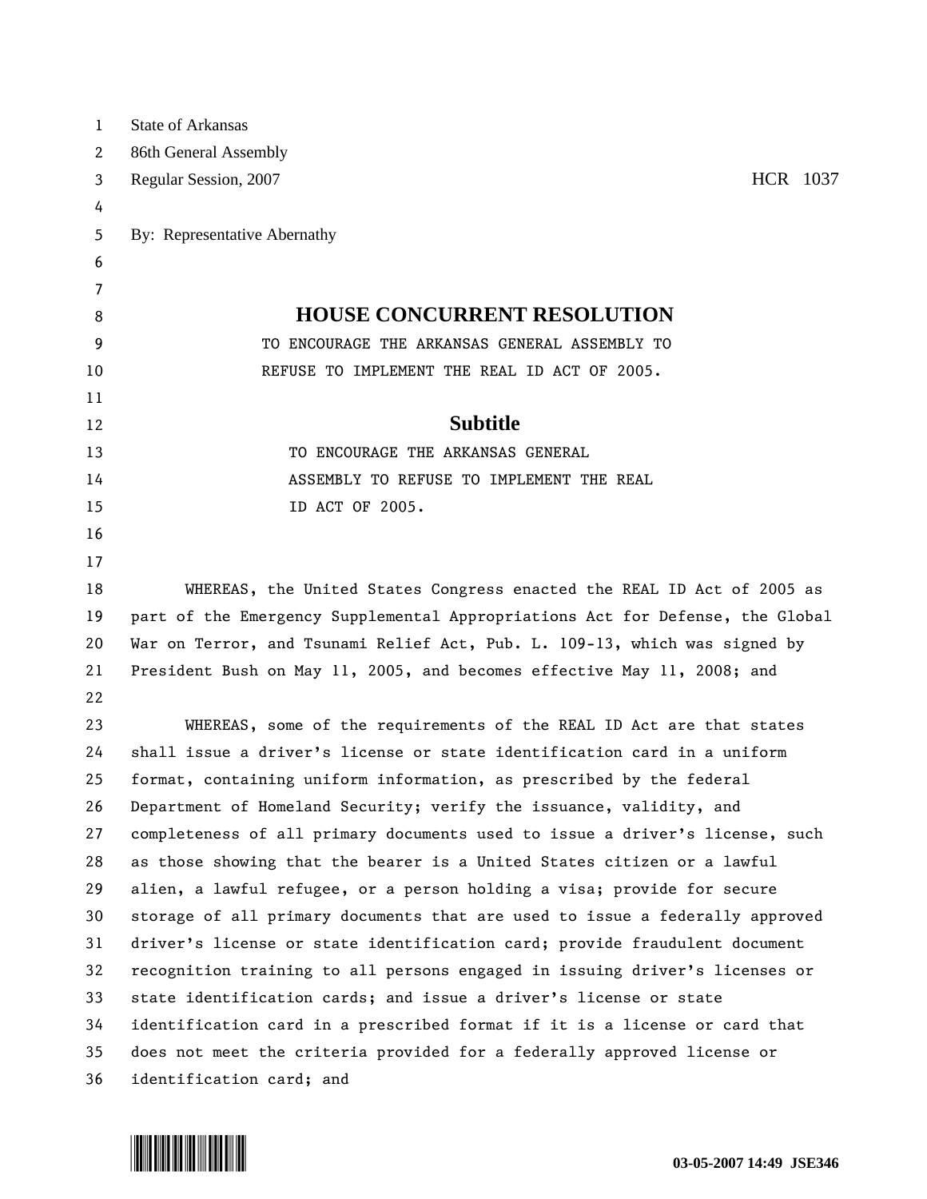State of Arkansas
86th General Assembly
Regular Session, 2007 HCR 1037

By: Representative Abernathy

# HOUSE CONCURRENT RESOLUTION

TO ENCOURAGE THE ARKANSAS GENERAL ASSEMBLY TO REFUSE TO IMPLEMENT THE REAL ID ACT OF 2005.

## Subtitle

TO ENCOURAGE THE ARKANSAS GENERAL ASSEMBLY TO REFUSE TO IMPLEMENT THE REAL ID ACT OF 2005.

WHEREAS, the United States Congress enacted the REAL ID Act of 2005 as part of the Emergency Supplemental Appropriations Act for Defense, the Global War on Terror, and Tsunami Relief Act, Pub. L. 109-13, which was signed by President Bush on May 11, 2005, and becomes effective May 11, 2008; and

WHEREAS, some of the requirements of the REAL ID Act are that states shall issue a driver's license or state identification card in a uniform format, containing uniform information, as prescribed by the federal Department of Homeland Security; verify the issuance, validity, and completeness of all primary documents used to issue a driver's license, such as those showing that the bearer is a United States citizen or a lawful alien, a lawful refugee, or a person holding a visa; provide for secure storage of all primary documents that are used to issue a federally approved driver's license or state identification card; provide fraudulent document recognition training to all persons engaged in issuing driver's licenses or state identification cards; and issue a driver's license or state identification card in a prescribed format if it is a license or card that does not meet the criteria provided for a federally approved license or identification card; and

03-05-2007 14:49 JSE346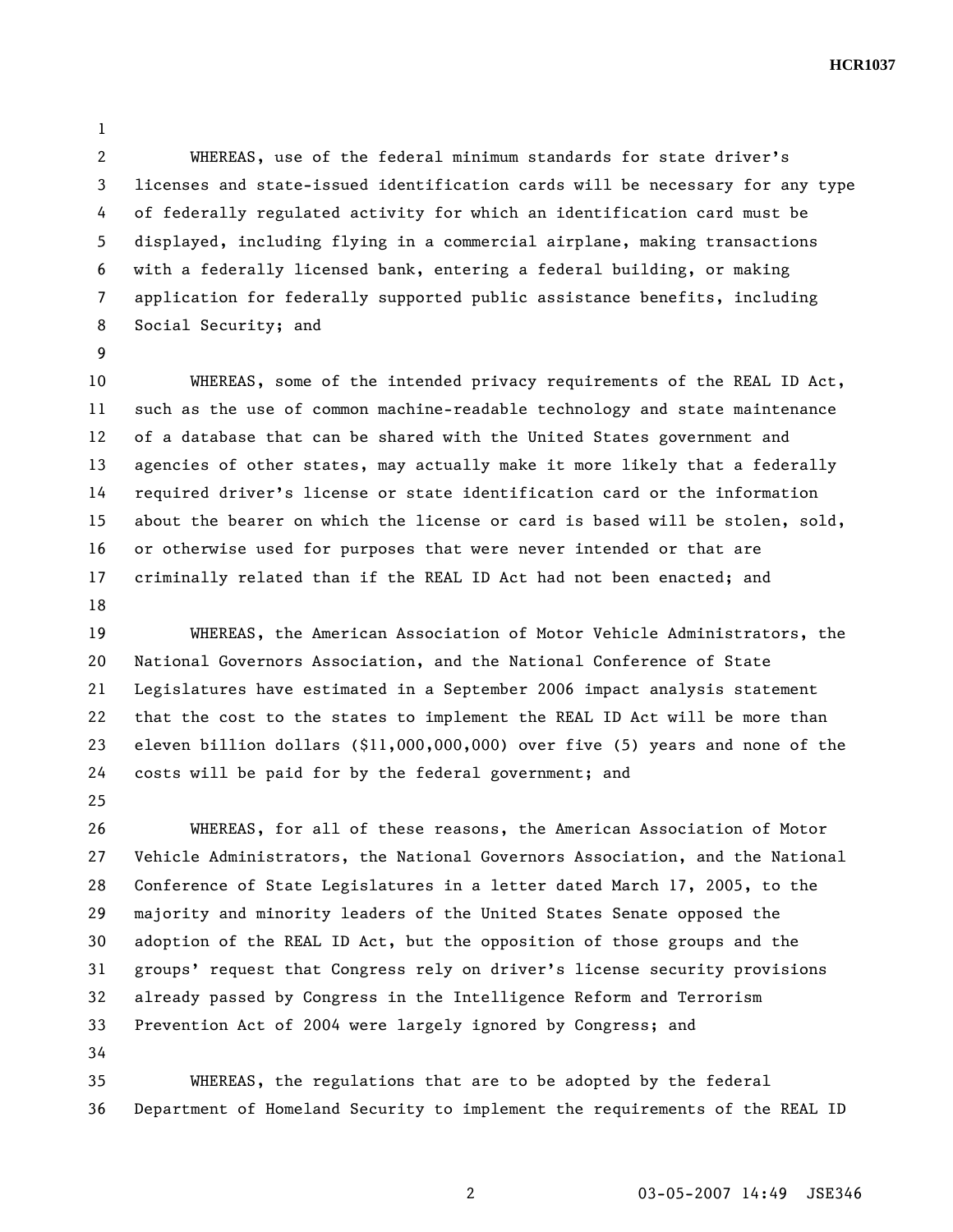WHEREAS, use of the federal minimum standards for state driver's licenses and state-issued identification cards will be necessary for any type of federally regulated activity for which an identification card must be displayed, including flying in a commercial airplane, making transactions with a federally licensed bank, entering a federal building, or making application for federally supported public assistance benefits, including Social Security; and

WHEREAS, some of the intended privacy requirements of the REAL ID Act, such as the use of common machine-readable technology and state maintenance of a database that can be shared with the United States government and agencies of other states, may actually make it more likely that a federally required driver's license or state identification card or the information about the bearer on which the license or card is based will be stolen, sold, or otherwise used for purposes that were never intended or that are criminally related than if the REAL ID Act had not been enacted; and

WHEREAS, the American Association of Motor Vehicle Administrators, the National Governors Association, and the National Conference of State Legislatures have estimated in a September 2006 impact analysis statement that the cost to the states to implement the REAL ID Act will be more than eleven billion dollars ($11,000,000,000) over five (5) years and none of the costs will be paid for by the federal government; and

WHEREAS, for all of these reasons, the American Association of Motor Vehicle Administrators, the National Governors Association, and the National Conference of State Legislatures in a letter dated March 17, 2005, to the majority and minority leaders of the United States Senate opposed the adoption of the REAL ID Act, but the opposition of those groups and the groups' request that Congress rely on driver's license security provisions already passed by Congress in the Intelligence Reform and Terrorism Prevention Act of 2004 were largely ignored by Congress; and

WHEREAS, the regulations that are to be adopted by the federal Department of Homeland Security to implement the requirements of the REAL ID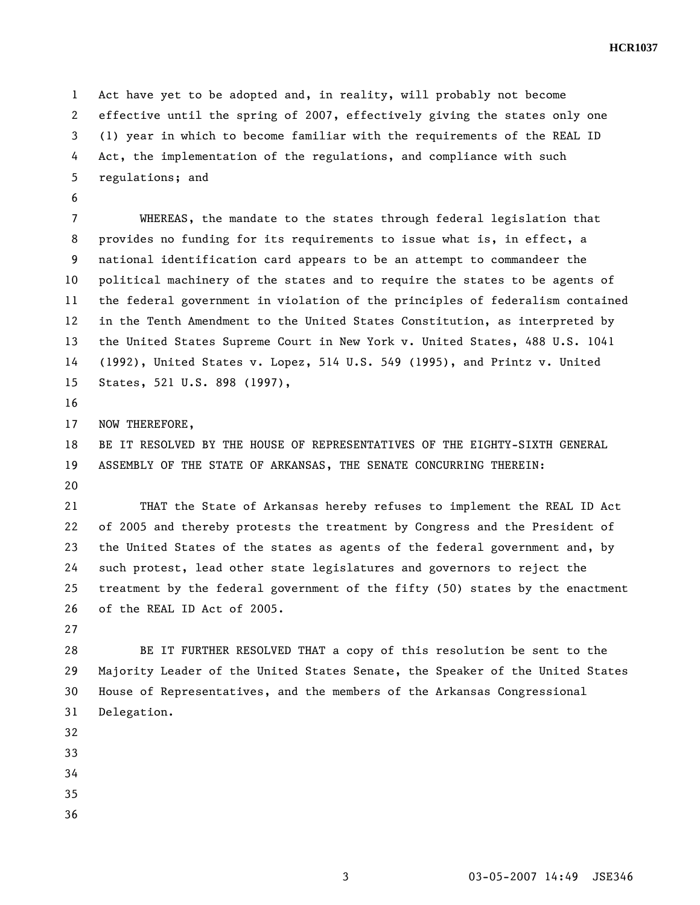Act have yet to be adopted and, in reality, will probably not become effective until the spring of 2007, effectively giving the states only one (1) year in which to become familiar with the requirements of the REAL ID Act, the implementation of the regulations, and compliance with such regulations; and

WHEREAS, the mandate to the states through federal legislation that provides no funding for its requirements to issue what is, in effect, a national identification card appears to be an attempt to commandeer the political machinery of the states and to require the states to be agents of the federal government in violation of the principles of federalism contained in the Tenth Amendment to the United States Constitution, as interpreted by the United States Supreme Court in New York v. United States, 488 U.S. 1041 (1992), United States v. Lopez, 514 U.S. 549 (1995), and Printz v. United States, 521 U.S. 898 (1997),

NOW THEREFORE,
BE IT RESOLVED BY THE HOUSE OF REPRESENTATIVES OF THE EIGHTY-SIXTH GENERAL ASSEMBLY OF THE STATE OF ARKANSAS, THE SENATE CONCURRING THEREIN:

THAT the State of Arkansas hereby refuses to implement the REAL ID Act of 2005 and thereby protests the treatment by Congress and the President of the United States of the states as agents of the federal government and, by such protest, lead other state legislatures and governors to reject the treatment by the federal government of the fifty (50) states by the enactment of the REAL ID Act of 2005.

BE IT FURTHER RESOLVED THAT a copy of this resolution be sent to the Majority Leader of the United States Senate, the Speaker of the United States House of Representatives, and the members of the Arkansas Congressional Delegation.